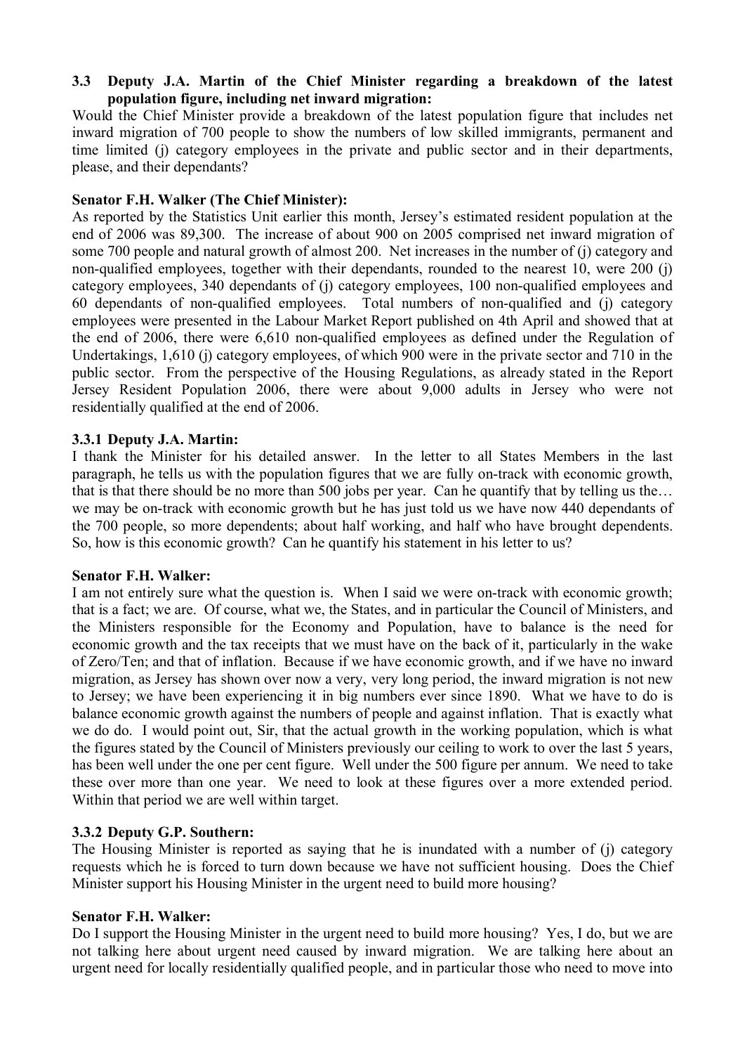**3.3 Deputy J.A. Martin of the Chief Minister regarding a breakdown of the latest population figure, including net inward migration:**

Would the Chief Minister provide a breakdown of the latest population figure that includes net inward migration of 700 people to show the numbers of low skilled immigrants, permanent and time limited (j) category employees in the private and public sector and in their departments, please, and their dependants?

**Senator F.H. Walker (The Chief Minister):**

As reported by the Statistics Unit earlier this month, Jersey's estimated resident population at the end of 2006 was 89,300. The increase of about 900 on 2005 comprised net inward migration of some 700 people and natural growth of almost 200. Net increases in the number of (j) category and non-qualified employees, together with their dependants, rounded to the nearest 10, were 200 (j) category employees, 340 dependants of (j) category employees, 100 non-qualified employees and 60 dependants of non-qualified employees. Total numbers of non-qualified and (j) category employees were presented in the Labour Market Report published on 4th April and showed that at the end of 2006, there were 6,610 non-qualified employees as defined under the Regulation of Undertakings, 1,610 (j) category employees, of which 900 were in the private sector and 710 in the public sector. From the perspective of the Housing Regulations, as already stated in the Report Jersey Resident Population 2006, there were about 9,000 adults in Jersey who were not residentially qualified at the end of 2006.

**3.3.1 Deputy J.A. Martin:**

I thank the Minister for his detailed answer. In the letter to all States Members in the last paragraph, he tells us with the population figures that we are fully on-track with economic growth, that is that there should be no more than 500 jobs per year. Can he quantify that by telling us the… we may be on-track with economic growth but he has just told us we have now 440 dependants of the 700 people, so more dependents; about half working, and half who have brought dependents. So, how is this economic growth? Can he quantify his statement in his letter to us?

**Senator F.H. Walker:**

I am not entirely sure what the question is. When I said we were on-track with economic growth; that is a fact; we are. Of course, what we, the States, and in particular the Council of Ministers, and the Ministers responsible for the Economy and Population, have to balance is the need for economic growth and the tax receipts that we must have on the back of it, particularly in the wake of Zero/Ten; and that of inflation. Because if we have economic growth, and if we have no inward migration, as Jersey has shown over now a very, very long period, the inward migration is not new to Jersey; we have been experiencing it in big numbers ever since 1890. What we have to do is balance economic growth against the numbers of people and against inflation. That is exactly what we do do. I would point out, Sir, that the actual growth in the working population, which is what the figures stated by the Council of Ministers previously our ceiling to work to over the last 5 years, has been well under the one per cent figure. Well under the 500 figure per annum. We need to take these over more than one year. We need to look at these figures over a more extended period. Within that period we are well within target.

**3.3.2 Deputy G.P. Southern:**

The Housing Minister is reported as saying that he is inundated with a number of (j) category requests which he is forced to turn down because we have not sufficient housing. Does the Chief Minister support his Housing Minister in the urgent need to build more housing?

**Senator F.H. Walker:**

Do I support the Housing Minister in the urgent need to build more housing? Yes, I do, but we are not talking here about urgent need caused by inward migration. We are talking here about an urgent need for locally residentially qualified people, and in particular those who need to move into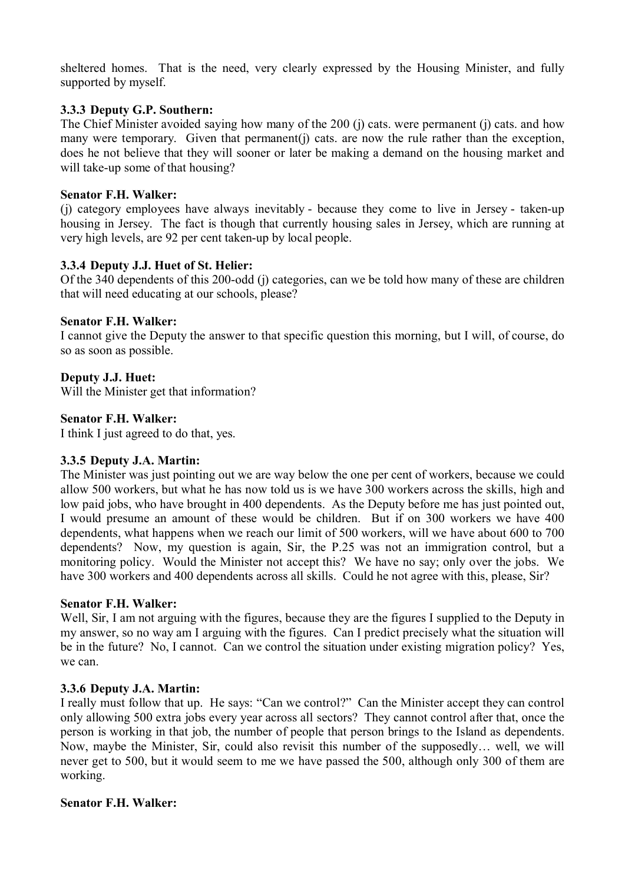sheltered homes. That is the need, very clearly expressed by the Housing Minister, and fully supported by myself.

**3.3.3 Deputy G.P. Southern:**

The Chief Minister avoided saying how many of the 200 (j) cats. were permanent (j) cats. and how many were temporary. Given that permanent(j) cats. are now the rule rather than the exception, does he not believe that they will sooner or later be making a demand on the housing market and will take-up some of that housing?

**Senator F.H. Walker:**

(j) category employees have always inevitably - because they come to live in Jersey - taken-up housing in Jersey. The fact is though that currently housing sales in Jersey, which are running at very high levels, are 92 per cent taken-up by local people.

**3.3.4 Deputy J.J. Huet of St. Helier:**

Of the 340 dependents of this 200-odd (j) categories, can we be told how many of these are children that will need educating at our schools, please?

**Senator F.H. Walker:**

I cannot give the Deputy the answer to that specific question this morning, but I will, of course, do so as soon as possible.

**Deputy J.J. Huet:**

Will the Minister get that information?

**Senator F.H. Walker:**

I think I just agreed to do that, yes.

**3.3.5 Deputy J.A. Martin:**

The Minister was just pointing out we are way below the one per cent of workers, because we could allow 500 workers, but what he has now told us is we have 300 workers across the skills, high and low paid jobs, who have brought in 400 dependents. As the Deputy before me has just pointed out, I would presume an amount of these would be children. But if on 300 workers we have 400 dependents, what happens when we reach our limit of 500 workers, will we have about 600 to 700 dependents? Now, my question is again, Sir, the P.25 was not an immigration control, but a monitoring policy. Would the Minister not accept this? We have no say; only over the jobs. We have 300 workers and 400 dependents across all skills. Could he not agree with this, please, Sir?

**Senator F.H. Walker:**

Well, Sir, I am not arguing with the figures, because they are the figures I supplied to the Deputy in my answer, so no way am I arguing with the figures. Can I predict precisely what the situation will be in the future? No, I cannot. Can we control the situation under existing migration policy? Yes, we can.

**3.3.6 Deputy J.A. Martin:**

I really must follow that up. He says: "Can we control?" Can the Minister accept they can control only allowing 500 extra jobs every year across all sectors? They cannot control after that, once the person is working in that job, the number of people that person brings to the Island as dependents. Now, maybe the Minister, Sir, could also revisit this number of the supposedly… well, we will never get to 500, but it would seem to me we have passed the 500, although only 300 of them are working.

**Senator F.H. Walker:**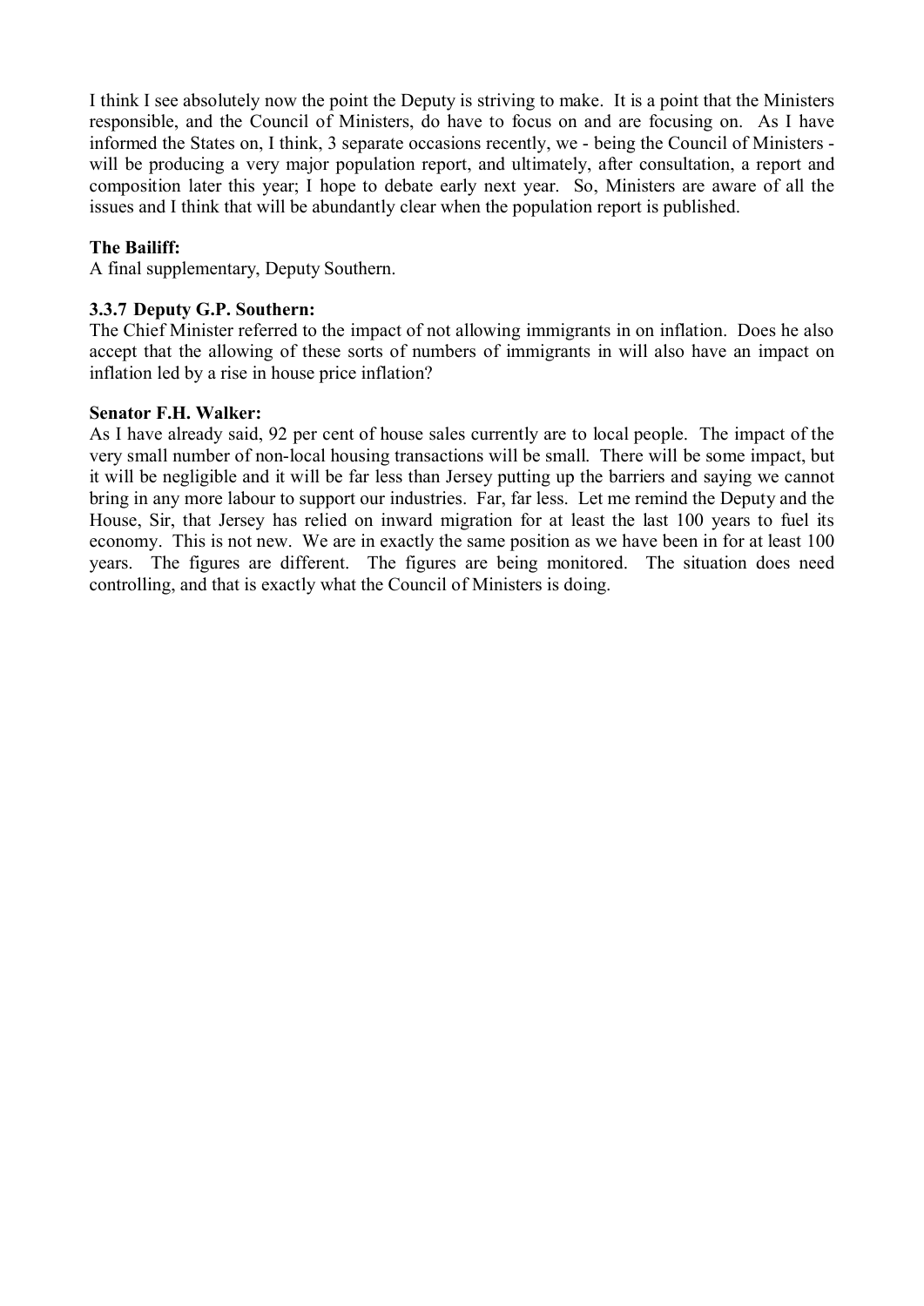I think I see absolutely now the point the Deputy is striving to make. It is a point that the Ministers responsible, and the Council of Ministers, do have to focus on and are focusing on. As I have informed the States on, I think, 3 separate occasions recently, we - being the Council of Ministers - will be producing a very major population report, and ultimately, after consultation, a report and composition later this year; I hope to debate early next year. So, Ministers are aware of all the issues and I think that will be abundantly clear when the population report is published.

**The Bailiff:**
A final supplementary, Deputy Southern.

**3.3.7 Deputy G.P. Southern:**
The Chief Minister referred to the impact of not allowing immigrants in on inflation. Does he also accept that the allowing of these sorts of numbers of immigrants in will also have an impact on inflation led by a rise in house price inflation?

**Senator F.H. Walker:**
As I have already said, 92 per cent of house sales currently are to local people. The impact of the very small number of non-local housing transactions will be small. There will be some impact, but it will be negligible and it will be far less than Jersey putting up the barriers and saying we cannot bring in any more labour to support our industries. Far, far less. Let me remind the Deputy and the House, Sir, that Jersey has relied on inward migration for at least the last 100 years to fuel its economy. This is not new. We are in exactly the same position as we have been in for at least 100 years. The figures are different. The figures are being monitored. The situation does need controlling, and that is exactly what the Council of Ministers is doing.